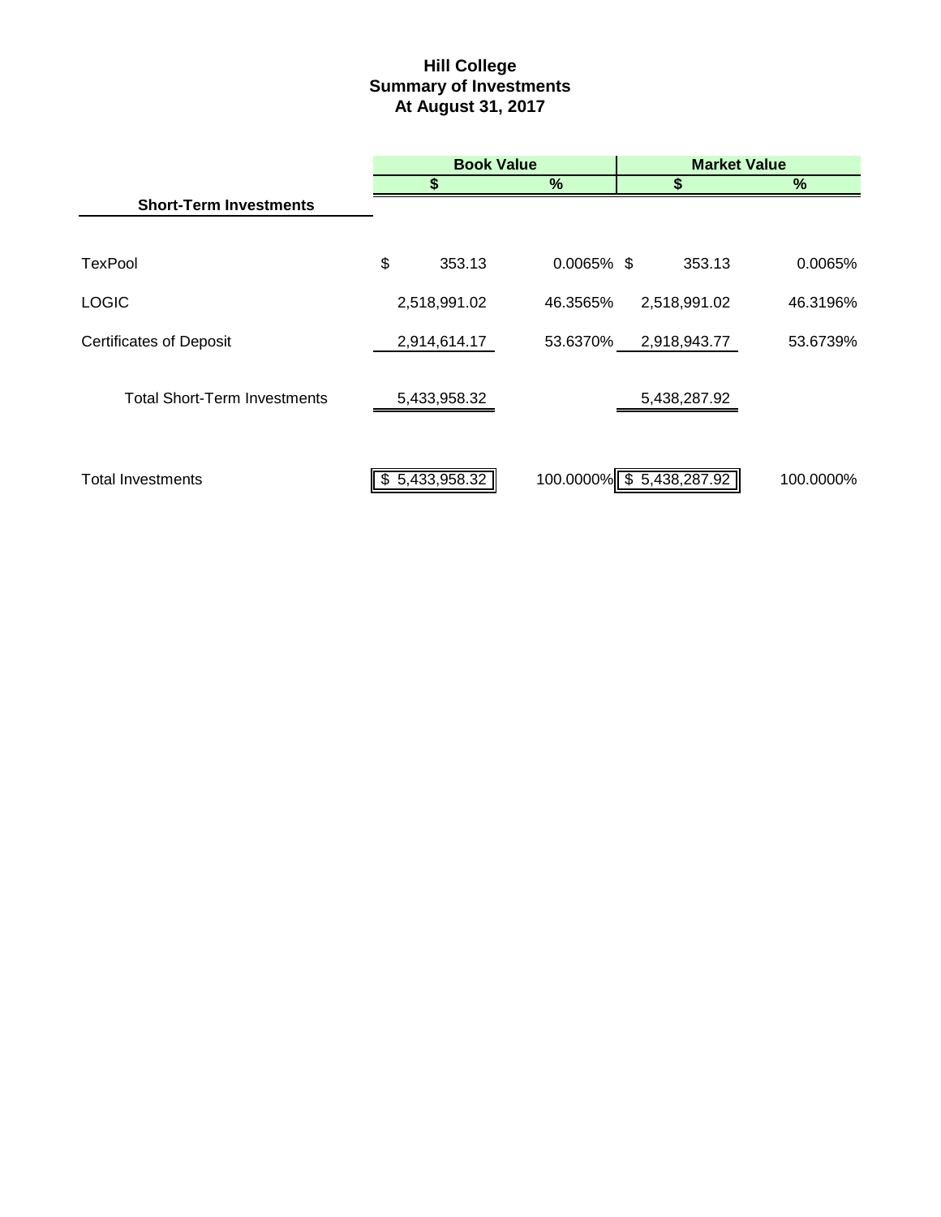# Hill College
## Summary of Investments
### At August 31, 2017

| | Book Value | | Market Value | |
|---|---|---|---|---|
| | $ | % | $ | % |
| **Short-Term Investments** | | | | |
| TexPool | $ 353.13 | 0.0065% | $ 353.13 | 0.0065% |
| LOGIC | 2,518,991.02 | 46.3565% | 2,518,991.02 | 46.3196% |
| Certificates of Deposit | 2,914,614.17 | 53.6370% | 2,918,943.77 | 53.6739% |
| Total Short-Term Investments | 5,433,958.32 | | 5,438,287.92 | |
| Total Investments | $ 5,433,958.32 | 100.0000% | $ 5,438,287.92 | 100.0000% |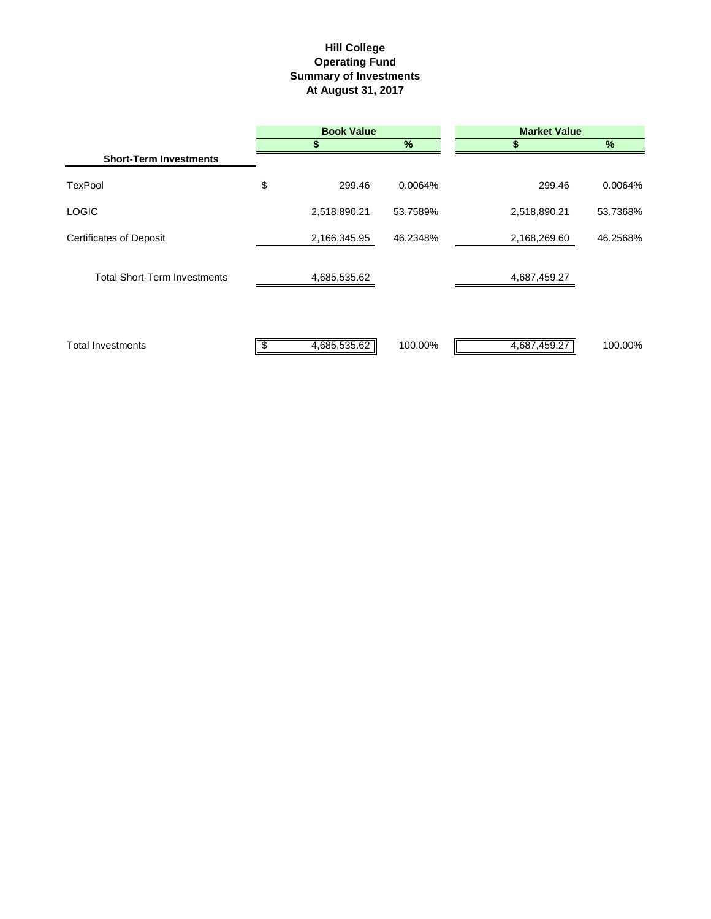# Hill College
## Operating Fund
## Summary of Investments
## At August 31, 2017

| | Book Value | | Market Value | |
|---|---|---|---|---|
| **Short-Term Investments** | **$** | **%** | **$** | **%** |
| TexPool | $ 299.46 | 0.0064% | 299.46 | 0.0064% |
| LOGIC | 2,518,890.21 | 53.7589% | 2,518,890.21 | 53.7368% |
| Certificates of Deposit | 2,166,345.95 | 46.2348% | 2,168,269.60 | 46.2568% |
| Total Short-Term Investments | 4,685,535.62 | | 4,687,459.27 | |
| Total Investments | $ 4,685,535.62 | 100.00% | 4,687,459.27 | 100.00% |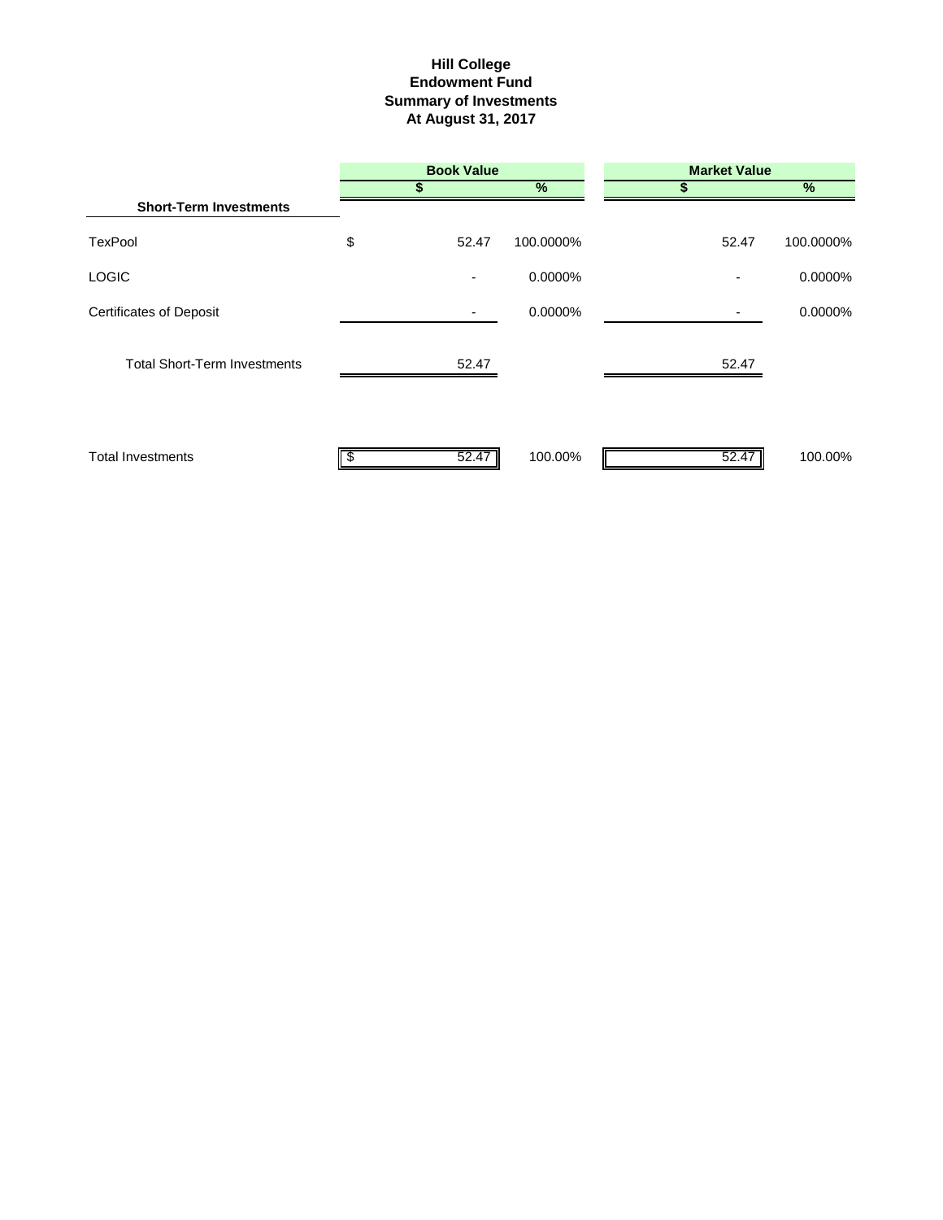**Hill College**
**Endowment Fund**
**Summary of Investments**
**At August 31, 2017**

| | Book Value | | Market Value | |
|---|---|---|---|---|
| | $ | % | $ | % |
| **Short-Term Investments** | | | | |
| TexPool | $ 52.47 | 100.0000% | 52.47 | 100.0000% |
| LOGIC | - | 0.0000% | - | 0.0000% |
| Certificates of Deposit | - | 0.0000% | - | 0.0000% |
| Total Short-Term Investments | 52.47 | | 52.47 | |
| Total Investments | $ 52.47 | 100.00% | 52.47 | 100.00% |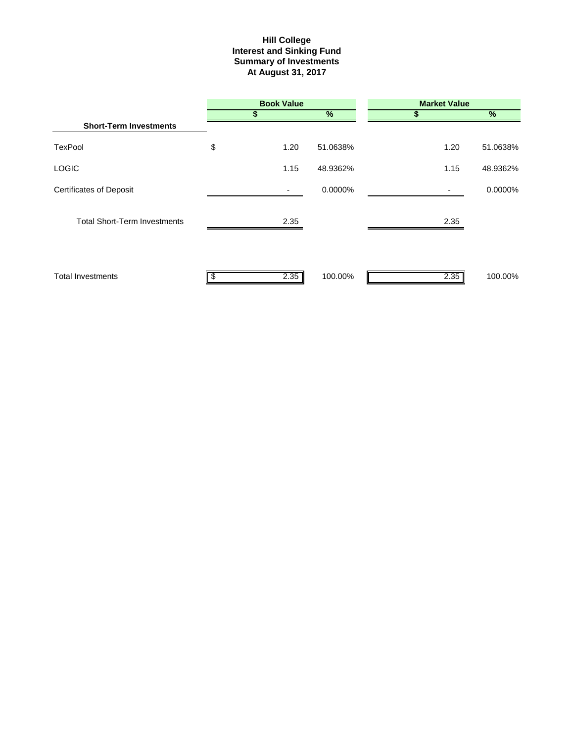**Hill College**
**Interest and Sinking Fund**
**Summary of Investments**
**At August 31, 2017**

| | Book Value | | Market Value | |
|---|---|---|---|---|
| | $ | % | $ | % |
| **Short-Term Investments** | | | | |
| TexPool | $ 1.20 | 51.0638% | 1.20 | 51.0638% |
| LOGIC | 1.15 | 48.9362% | 1.15 | 48.9362% |
| Certificates of Deposit | - | 0.0000% | - | 0.0000% |
| Total Short-Term Investments | 2.35 | | 2.35 | |
| Total Investments | $ 2.35 | 100.00% | 2.35 | 100.00% |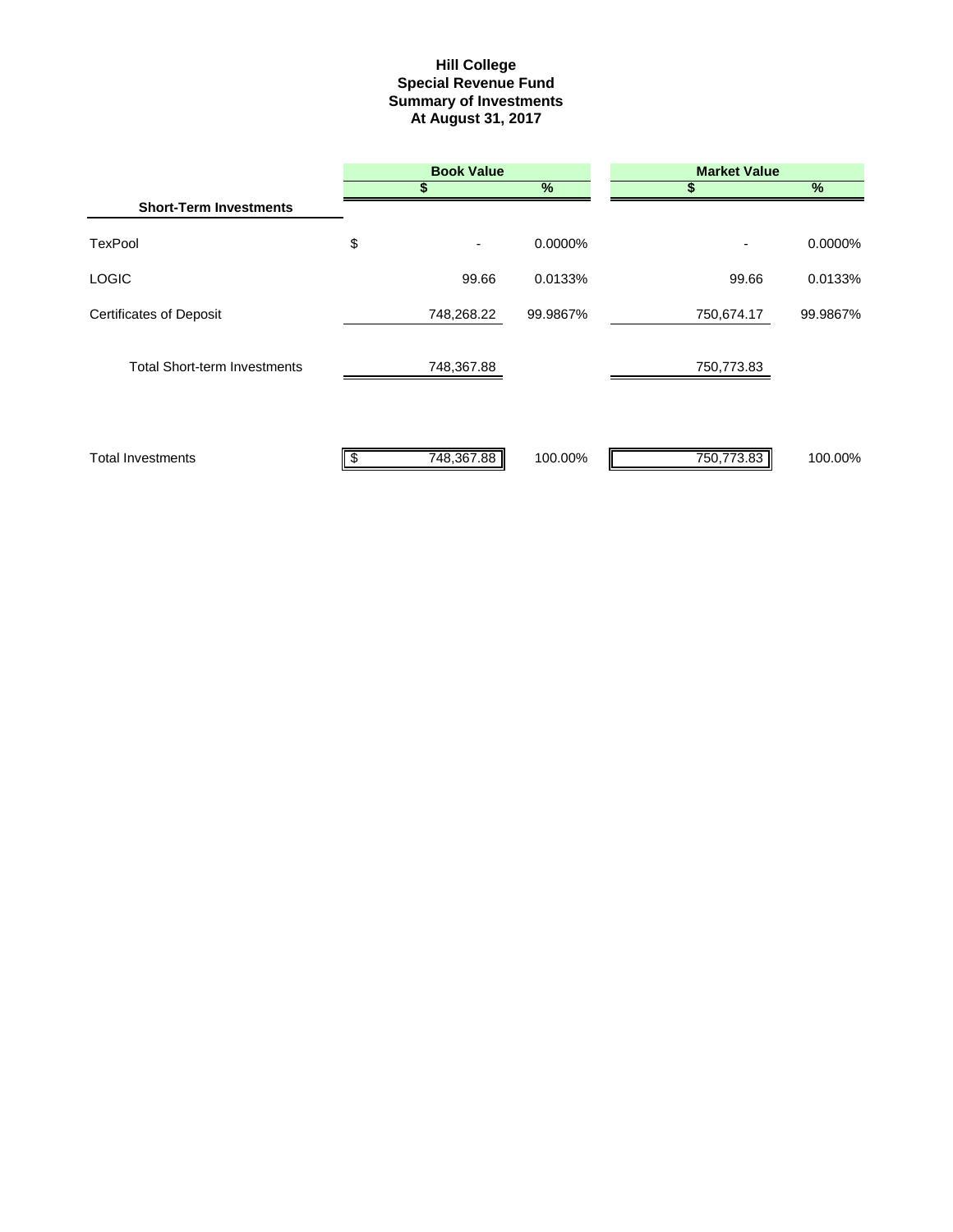# Hill College
## Special Revenue Fund
## Summary of Investments
## At August 31, 2017

| | Book Value | | Market Value | |
|---|---|---|---|---|
| | $ | % | $ | % |
| **Short-Term Investments** | | | | |
| TexPool | $ - | 0.0000% | - | 0.0000% |
| LOGIC | 99.66 | 0.0133% | 99.66 | 0.0133% |
| Certificates of Deposit | 748,268.22 | 99.9867% | 750,674.17 | 99.9867% |
| Total Short-term Investments | 748,367.88 | | 750,773.83 | |
| Total Investments | $ 748,367.88 | 100.00% | 750,773.83 | 100.00% |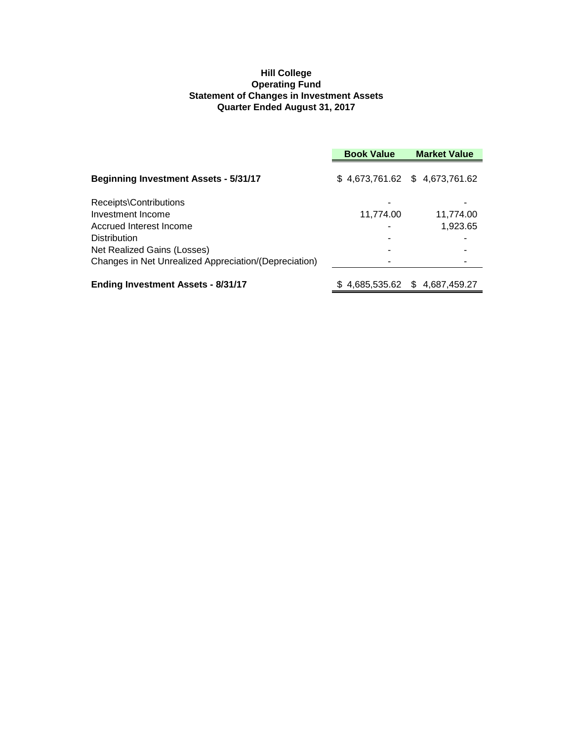**Hill College**
**Operating Fund**
**Statement of Changes in Investment Assets**
**Quarter Ended August 31, 2017**

| | Book Value | Market Value |
|---|---|---|
| **Beginning Investment Assets - 5/31/17** | $ 4,673,761.62 | $ 4,673,761.62 |
| Receipts\Contributions | - | - |
| Investment Income | 11,774.00 | 11,774.00 |
| Accrued Interest Income | - | 1,923.65 |
| Distribution | - | - |
| Net Realized Gains (Losses) | - | - |
| Changes in Net Unrealized Appreciation/(Depreciation) | - | - |
| **Ending Investment Assets - 8/31/17** | $ 4,685,535.62 | $ 4,687,459.27 |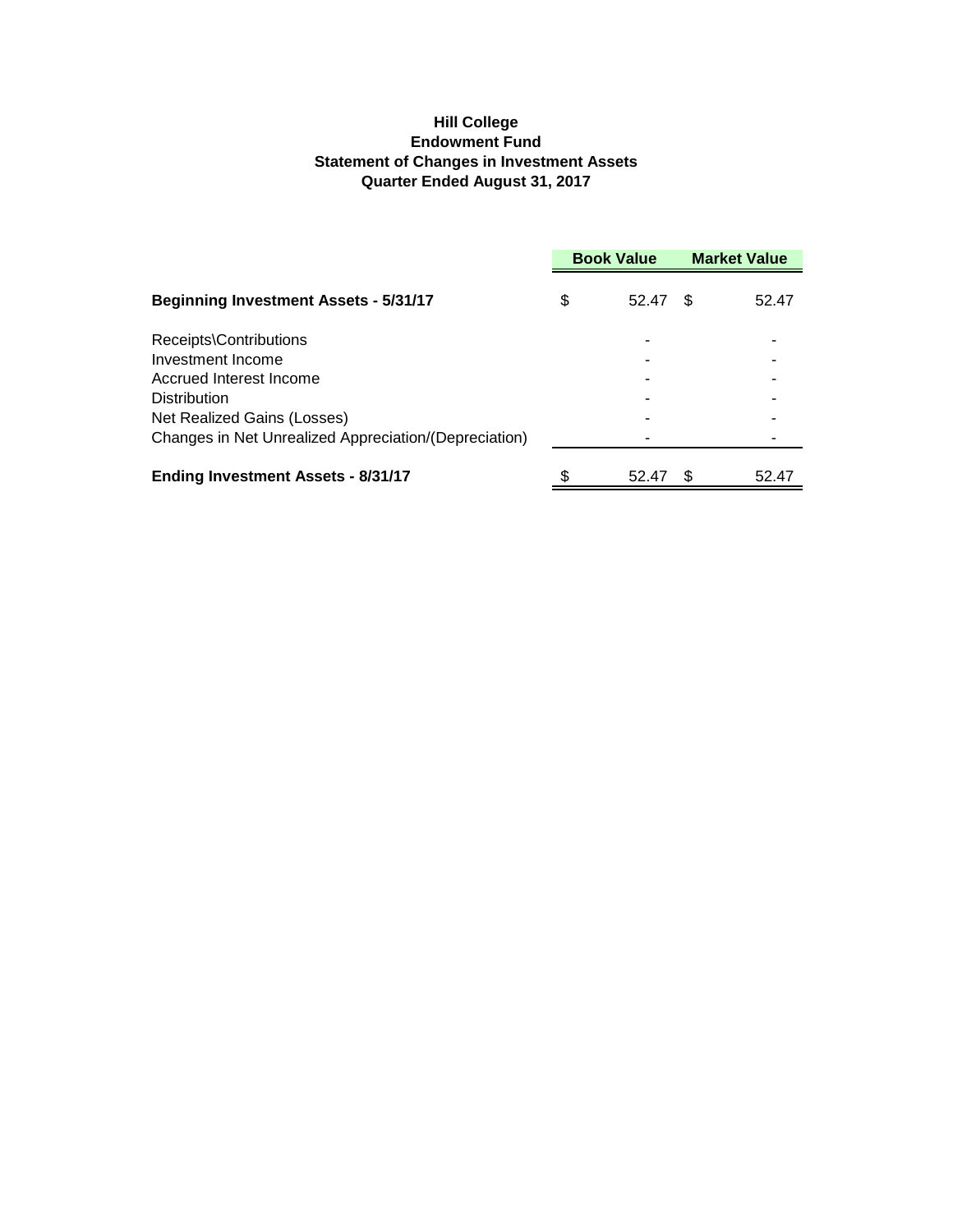**Hill College**
**Endowment Fund**
**Statement of Changes in Investment Assets**
**Quarter Ended August 31, 2017**

| | Book Value | Market Value |
|---|---|---|
| **Beginning Investment Assets - 5/31/17** | $ 52.47 | $ 52.47 |
| Receipts\Contributions | - | - |
| Investment Income | - | - |
| Accrued Interest Income | - | - |
| Distribution | - | - |
| Net Realized Gains (Losses) | - | - |
| Changes in Net Unrealized Appreciation/(Depreciation) | - | - |
| **Ending Investment Assets - 8/31/17** | $ 52.47 | $ 52.47 |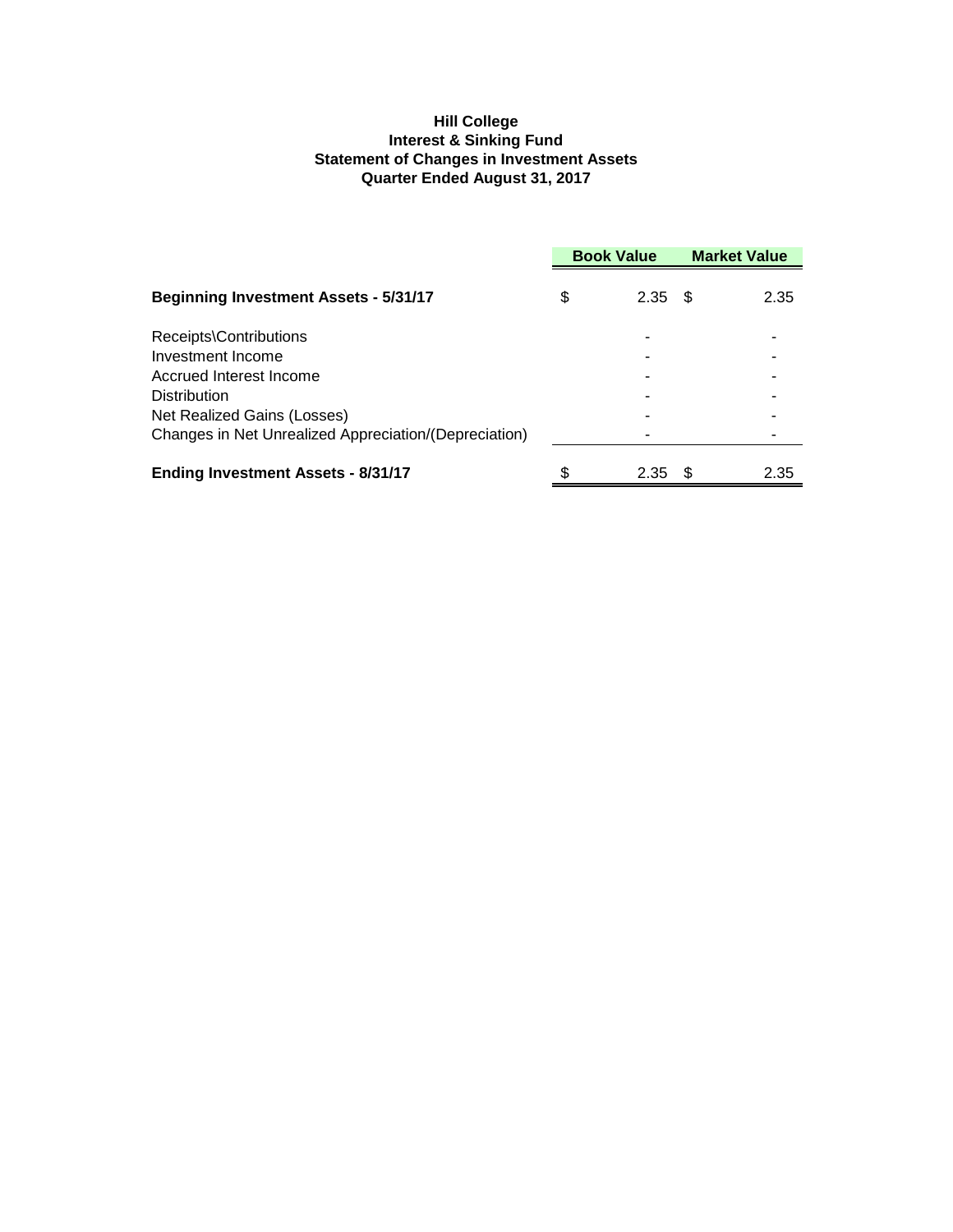**Hill College**
**Interest & Sinking Fund**
**Statement of Changes in Investment Assets**
**Quarter Ended August 31, 2017**

| | Book Value | Market Value |
|---|---|---|
| **Beginning Investment Assets - 5/31/17** | $ 2.35 | $ 2.35 |
| Receipts\Contributions | - | - |
| Investment Income | - | - |
| Accrued Interest Income | - | - |
| Distribution | - | - |
| Net Realized Gains (Losses) | - | - |
| Changes in Net Unrealized Appreciation/(Depreciation) | - | - |
| **Ending Investment Assets - 8/31/17** | $ 2.35 | $ 2.35 |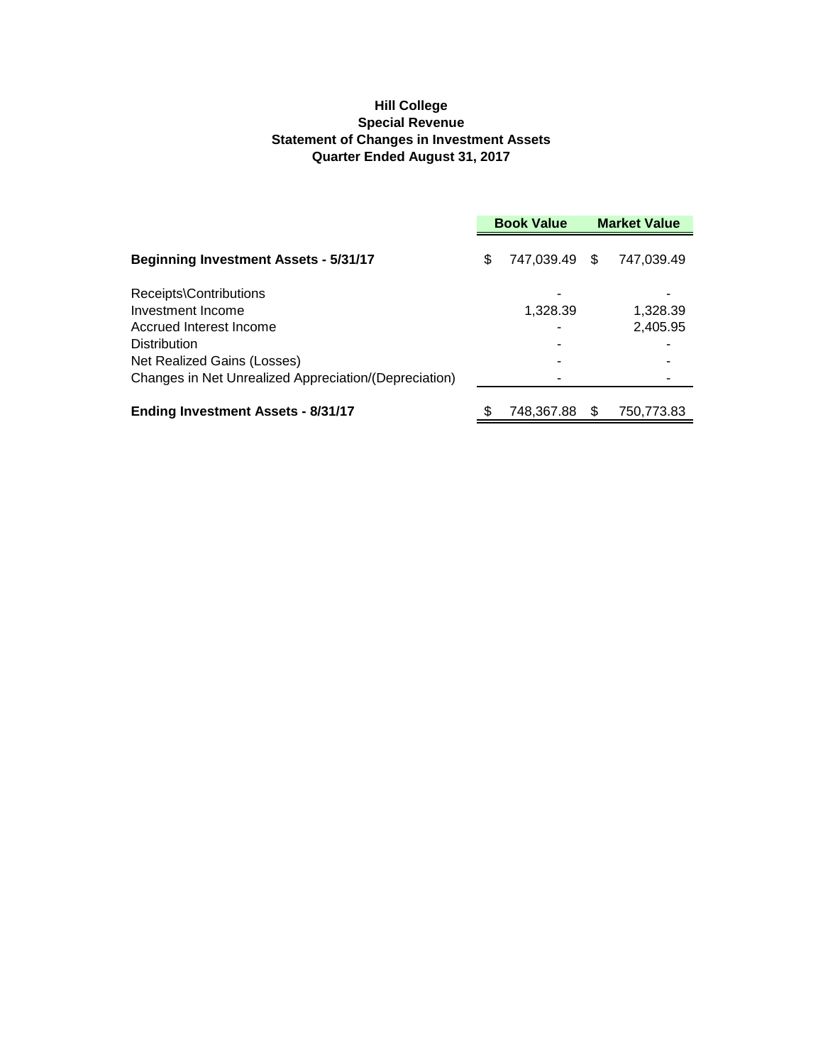**Hill College**
**Special Revenue**
**Statement of Changes in Investment Assets**
**Quarter Ended August 31, 2017**

| | Book Value | Market Value |
|---|---|---|
| **Beginning Investment Assets - 5/31/17** | $ 747,039.49 | $ 747,039.49 |
| Receipts\Contributions | - | - |
| Investment Income | 1,328.39 | 1,328.39 |
| Accrued Interest Income | - | 2,405.95 |
| Distribution | - | - |
| Net Realized Gains (Losses) | - | - |
| Changes in Net Unrealized Appreciation/(Depreciation) | - | - |
| **Ending Investment Assets - 8/31/17** | $ 748,367.88 | $ 750,773.83 |